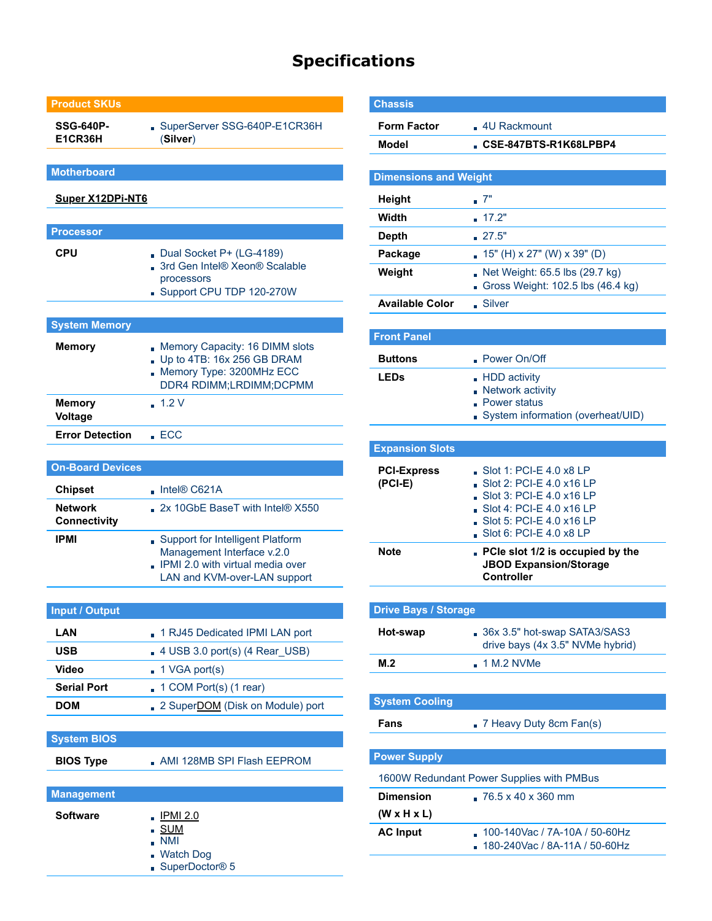# Specifications

## Product SKUs

| | |
|---|---|
| **SSG-640P-E1CR36H** | SuperServer SSG-640P-E1CR36H (**Silver**) |

## Motherboard

**Super X12DPi-NT6**

## Processor

| | |
|---|---|
| **CPU** | Dual Socket P+ (LG-4189)<br>3rd Gen Intel® Xeon® Scalable processors<br>Support CPU TDP 120-270W |

## System Memory

| | |
|---|---|
| **Memory** | Memory Capacity: 16 DIMM slots<br>Up to 4TB: 16x 256 GB DRAM<br>Memory Type: 3200MHz ECC DDR4 RDIMM;LRDIMM;DCPMM |
| **Memory Voltage** | 1.2 V |
| **Error Detection** | ECC |

## On-Board Devices

| | |
|---|---|
| **Chipset** | Intel® C621A |
| **Network Connectivity** | 2x 10GbE BaseT with Intel® X550 |
| **IPMI** | Support for Intelligent Platform Management Interface v.2.0<br>IPMI 2.0 with virtual media over LAN and KVM-over-LAN support |

## Input / Output

| | |
|---|---|
| **LAN** | 1 RJ45 Dedicated IPMI LAN port |
| **USB** | 4 USB 3.0 port(s) (4 Rear_USB) |
| **Video** | 1 VGA port(s) |
| **Serial Port** | 1 COM Port(s) (1 rear) |
| **DOM** | 2 SuperDOM (Disk on Module) port |

## System BIOS

| | |
|---|---|
| **BIOS Type** | AMI 128MB SPI Flash EEPROM |

## Management

| | |
|---|---|
| **Software** | IPMI 2.0<br>SUM<br>NMI<br>Watch Dog<br>SuperDoctor® 5 |

## Chassis

| | |
|---|---|
| **Form Factor** | 4U Rackmount |
| **Model** | **CSE-847BTS-R1K68LPBP4** |

## Dimensions and Weight

| | |
|---|---|
| **Height** | 7" |
| **Width** | 17.2" |
| **Depth** | 27.5" |
| **Package** | 15" (H) x 27" (W) x 39" (D) |
| **Weight** | Net Weight: 65.5 lbs (29.7 kg)<br>Gross Weight: 102.5 lbs (46.4 kg) |
| **Available Color** | Silver |

## Front Panel

| | |
|---|---|
| **Buttons** | Power On/Off |
| **LEDs** | HDD activity<br>Network activity<br>Power status<br>System information (overheat/UID) |

## Expansion Slots

| | |
|---|---|
| **PCI-Express (PCI-E)** | Slot 1: PCI-E 4.0 x8 LP<br>Slot 2: PCI-E 4.0 x16 LP<br>Slot 3: PCI-E 4.0 x16 LP<br>Slot 4: PCI-E 4.0 x16 LP<br>Slot 5: PCI-E 4.0 x16 LP<br>Slot 6: PCI-E 4.0 x8 LP |
| **Note** | **PCIe slot 1/2 is occupied by the JBOD Expansion/Storage Controller** |

## Drive Bays / Storage

| | |
|---|---|
| **Hot-swap** | 36x 3.5" hot-swap SATA3/SAS3 drive bays (4x 3.5" NVMe hybrid) |
| **M.2** | 1 M.2 NVMe |

## System Cooling

| | |
|---|---|
| **Fans** | 7 Heavy Duty 8cm Fan(s) |

## Power Supply

1600W Redundant Power Supplies with PMBus

| | |
|---|---|
| **Dimension (W x H x L)** | 76.5 x 40 x 360 mm |
| **AC Input** | 100-140Vac / 7A-10A / 50-60Hz<br>180-240Vac / 8A-11A / 50-60Hz |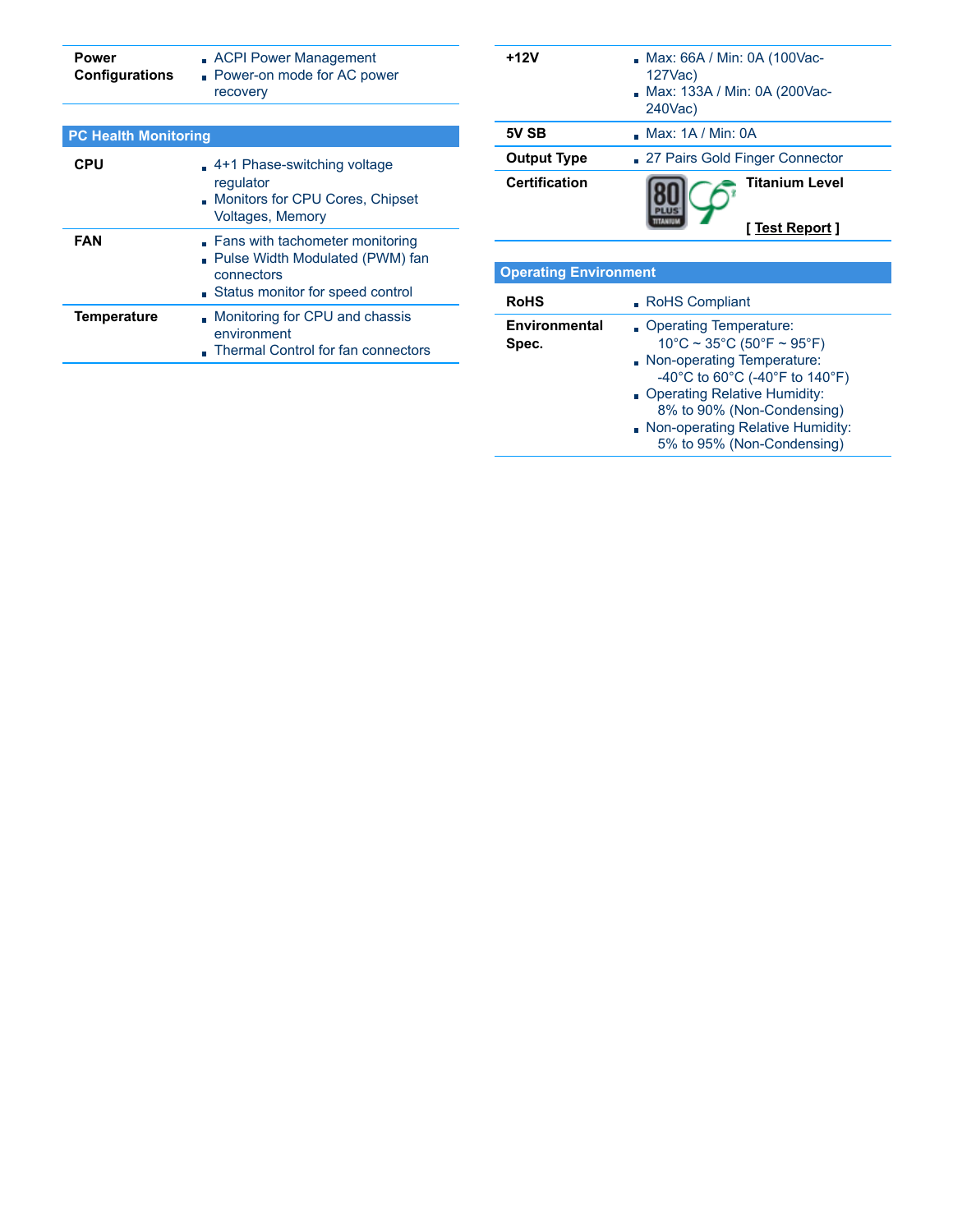| | |
|---|---|
| **Power Configurations** | ACPI Power Management<br>Power-on mode for AC power recovery |

## PC Health Monitoring

| | |
|---|---|
| **CPU** | 4+1 Phase-switching voltage regulator<br>Monitors for CPU Cores, Chipset Voltages, Memory |
| **FAN** | Fans with tachometer monitoring<br>Pulse Width Modulated (PWM) fan connectors<br>Status monitor for speed control |
| **Temperature** | Monitoring for CPU and chassis environment<br>Thermal Control for fan connectors |

| | |
|---|---|
| **+12V** | Max: 66A / Min: 0A (100Vac-127Vac)<br>Max: 133A / Min: 0A (200Vac-240Vac) |
| **5V SB** | Max: 1A / Min: 0A |
| **Output Type** | 27 Pairs Gold Finger Connector |
| **Certification** | **Titanium Level**<br>**[ Test Report ]** |

## Operating Environment

| | |
|---|---|
| **RoHS** | RoHS Compliant |
| **Environmental Spec.** | Operating Temperature: 10°C ~ 35°C (50°F ~ 95°F)<br>Non-operating Temperature: -40°C to 60°C (-40°F to 140°F)<br>Operating Relative Humidity: 8% to 90% (Non-Condensing)<br>Non-operating Relative Humidity: 5% to 95% (Non-Condensing) |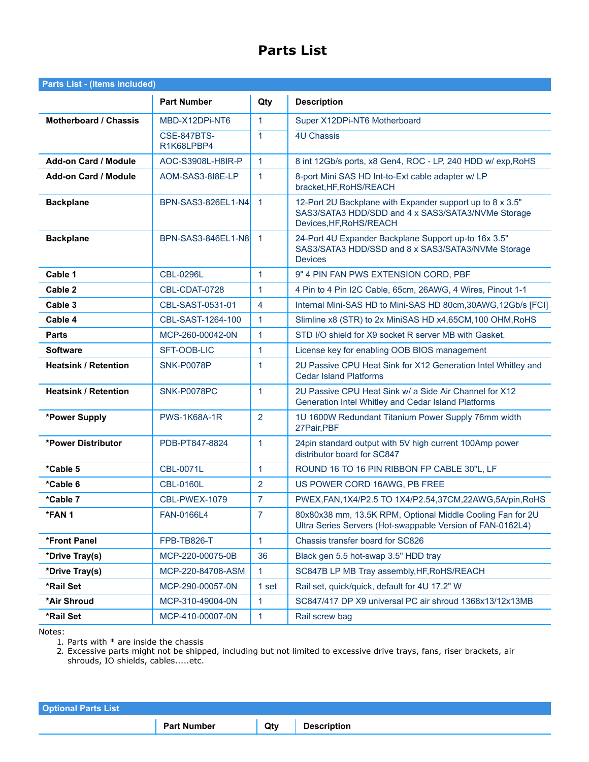# Parts List

**Parts List - (Items Included)**

| | Part Number | Qty | Description |
|---|---|---|---|
| **Motherboard / Chassis** | MBD-X12DPi-NT6 | 1 | Super X12DPi-NT6 Motherboard |
| | CSE-847BTS-R1K68LPBP4 | 1 | 4U Chassis |
| **Add-on Card / Module** | AOC-S3908L-H8IR-P | 1 | 8 int 12Gb/s ports, x8 Gen4, ROC - LP, 240 HDD w/ exp,RoHS |
| **Add-on Card / Module** | AOM-SAS3-8I8E-LP | 1 | 8-port Mini SAS HD Int-to-Ext cable adapter w/ LP bracket,HF,RoHS/REACH |
| **Backplane** | BPN-SAS3-826EL1-N4 | 1 | 12-Port 2U Backplane with Expander support up to 8 x 3.5" SAS3/SATA3 HDD/SDD and 4 x SAS3/SATA3/NVMe Storage Devices,HF,RoHS/REACH |
| **Backplane** | BPN-SAS3-846EL1-N8 | 1 | 24-Port 4U Expander Backplane Support up-to 16x 3.5" SAS3/SATA3 HDD/SSD and 8 x SAS3/SATA3/NVMe Storage Devices |
| **Cable 1** | CBL-0296L | 1 | 9" 4 PIN FAN PWS EXTENSION CORD, PBF |
| **Cable 2** | CBL-CDAT-0728 | 1 | 4 Pin to 4 Pin I2C Cable, 65cm, 26AWG, 4 Wires, Pinout 1-1 |
| **Cable 3** | CBL-SAST-0531-01 | 4 | Internal Mini-SAS HD to Mini-SAS HD 80cm,30AWG,12Gb/s [FCI] |
| **Cable 4** | CBL-SAST-1264-100 | 1 | Slimline x8 (STR) to 2x MiniSAS HD x4,65CM,100 OHM,RoHS |
| **Parts** | MCP-260-00042-0N | 1 | STD I/O shield for X9 socket R server MB with Gasket. |
| **Software** | SFT-OOB-LIC | 1 | License key for enabling OOB BIOS management |
| **Heatsink / Retention** | SNK-P0078P | 1 | 2U Passive CPU Heat Sink for X12 Generation Intel Whitley and Cedar Island Platforms |
| **Heatsink / Retention** | SNK-P0078PC | 1 | 2U Passive CPU Heat Sink w/ a Side Air Channel for X12 Generation Intel Whitley and Cedar Island Platforms |
| ***Power Supply** | PWS-1K68A-1R | 2 | 1U 1600W Redundant Titanium Power Supply 76mm width 27Pair,PBF |
| ***Power Distributor** | PDB-PT847-8824 | 1 | 24pin standard output with 5V high current 100Amp power distributor board for SC847 |
| ***Cable 5** | CBL-0071L | 1 | ROUND 16 TO 16 PIN RIBBON FP CABLE 30"L, LF |
| ***Cable 6** | CBL-0160L | 2 | US POWER CORD 16AWG, PB FREE |
| ***Cable 7** | CBL-PWEX-1079 | 7 | PWEX,FAN,1X4/P2.5 TO 1X4/P2.54,37CM,22AWG,5A/pin,RoHS |
| ***FAN 1** | FAN-0166L4 | 7 | 80x80x38 mm, 13.5K RPM, Optional Middle Cooling Fan for 2U Ultra Series Servers (Hot-swappable Version of FAN-0162L4) |
| ***Front Panel** | FPB-TB826-T | 1 | Chassis transfer board for SC826 |
| ***Drive Tray(s)** | MCP-220-00075-0B | 36 | Black gen 5.5 hot-swap 3.5" HDD tray |
| ***Drive Tray(s)** | MCP-220-84708-ASM | 1 | SC847B LP MB Tray assembly,HF,RoHS/REACH |
| ***Rail Set** | MCP-290-00057-0N | 1 set | Rail set, quick/quick, default for 4U 17.2" W |
| ***Air Shroud** | MCP-310-49004-0N | 1 | SC847/417 DP X9 universal PC air shroud 1368x13/12x13MB |
| ***Rail Set** | MCP-410-00007-0N | 1 | Rail screw bag |

Notes:

1. Parts with * are inside the chassis
2. Excessive parts might not be shipped, including but not limited to excessive drive trays, fans, riser brackets, air shrouds, IO shields, cables.....etc.

**Optional Parts List**

| | Part Number | Qty | Description |
|---|---|---|---|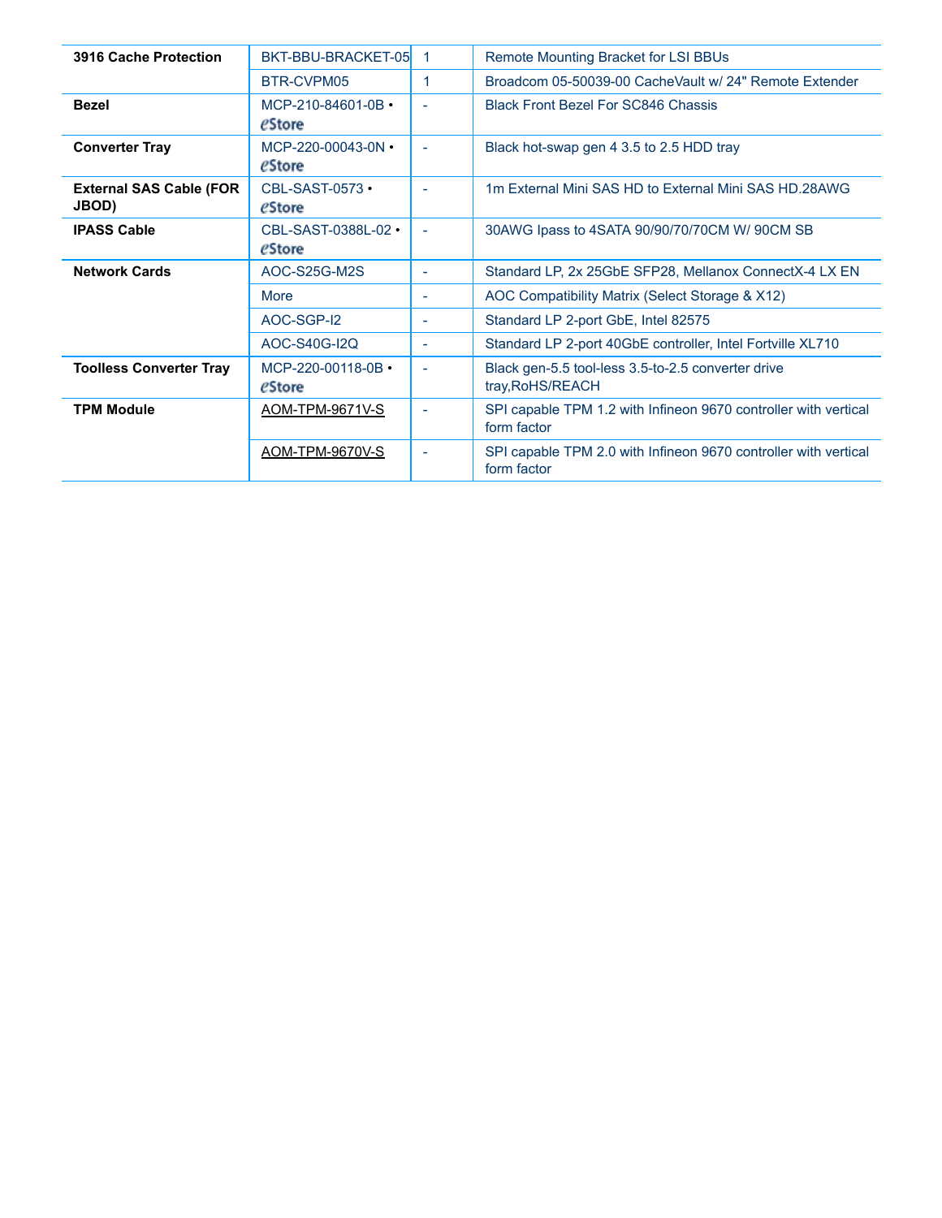| | | | |
|---|---|---|---|
| **3916 Cache Protection** | BKT-BBU-BRACKET-05 | 1 | Remote Mounting Bracket for LSI BBUs |
| | BTR-CVPM05 | 1 | Broadcom 05-50039-00 CacheVault w/ 24" Remote Extender |
| **Bezel** | MCP-210-84601-0B • eStore | - | Black Front Bezel For SC846 Chassis |
| **Converter Tray** | MCP-220-00043-0N • eStore | - | Black hot-swap gen 4 3.5 to 2.5 HDD tray |
| **External SAS Cable (FOR JBOD)** | CBL-SAST-0573 • eStore | - | 1m External Mini SAS HD to External Mini SAS HD.28AWG |
| **IPASS Cable** | CBL-SAST-0388L-02 • eStore | - | 30AWG Ipass to 4SATA 90/90/70/70CM W/ 90CM SB |
| **Network Cards** | AOC-S25G-M2S | - | Standard LP, 2x 25GbE SFP28, Mellanox ConnectX-4 LX EN |
| | More | - | AOC Compatibility Matrix (Select Storage & X12) |
| | AOC-SGP-I2 | - | Standard LP 2-port GbE, Intel 82575 |
| | AOC-S40G-I2Q | - | Standard LP 2-port 40GbE controller, Intel Fortville XL710 |
| **Toolless Converter Tray** | MCP-220-00118-0B • eStore | - | Black gen-5.5 tool-less 3.5-to-2.5 converter drive tray,RoHS/REACH |
| **TPM Module** | AOM-TPM-9671V-S | - | SPI capable TPM 1.2 with Infineon 9670 controller with vertical form factor |
| | AOM-TPM-9670V-S | - | SPI capable TPM 2.0 with Infineon 9670 controller with vertical form factor |